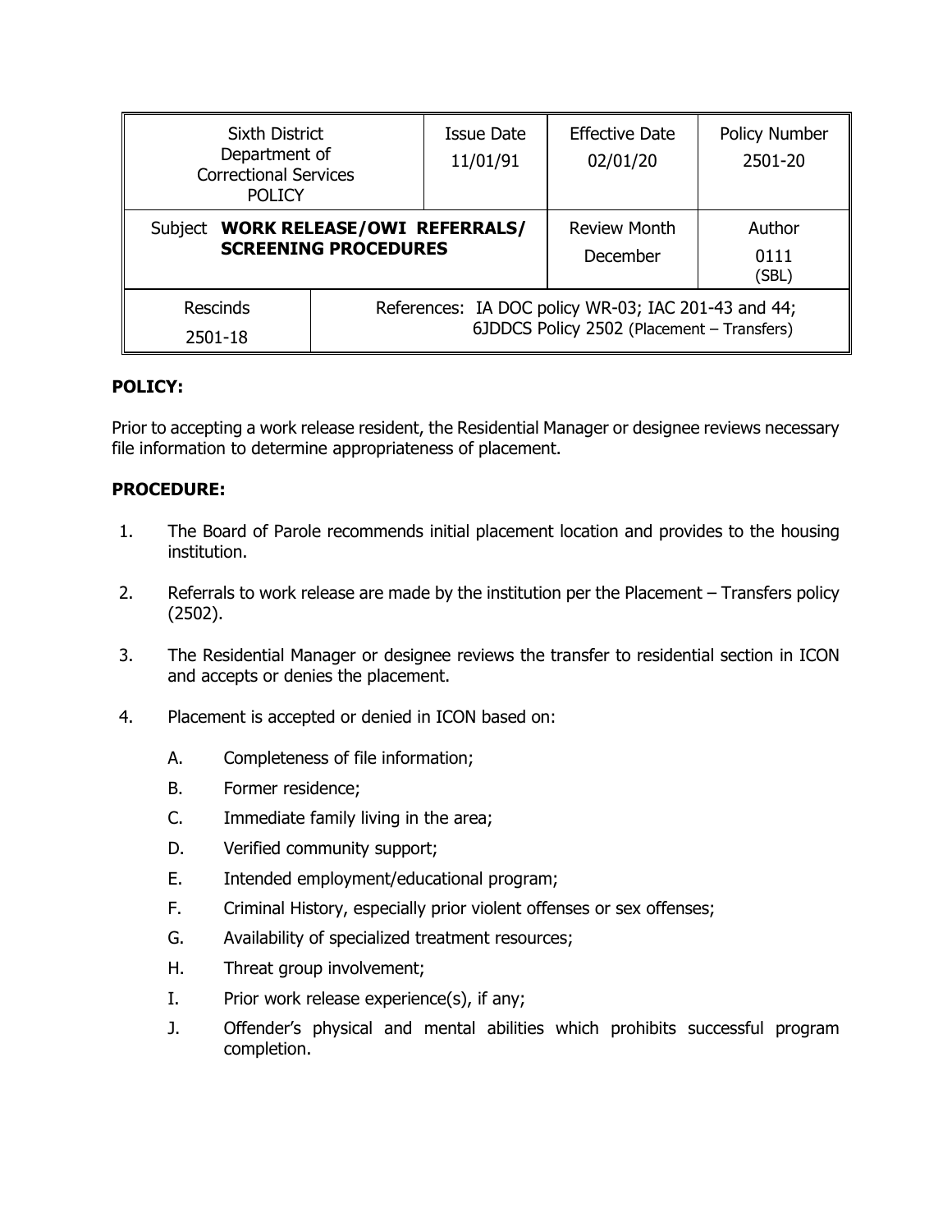| Sixth District Department of Correctional Services POLICY | | Issue Date 11/01/91 | Effective Date 02/01/20 | Policy Number 2501-20 |
|---|---|---|---|---|
| Subject **WORK RELEASE/OWI REFERRALS/ SCREENING PROCEDURES** | | | Review Month December | Author 0111 (SBL) |
| Rescinds 2501-18 | References: IA DOC policy WR-03; IAC 201-43 and 44; 6JDDCS Policy 2502 (Placement – Transfers) | | | |

**POLICY:**

Prior to accepting a work release resident, the Residential Manager or designee reviews necessary file information to determine appropriateness of placement.

**PROCEDURE:**

1. The Board of Parole recommends initial placement location and provides to the housing institution.

2. Referrals to work release are made by the institution per the Placement – Transfers policy (2502).

3. The Residential Manager or designee reviews the transfer to residential section in ICON and accepts or denies the placement.

4. Placement is accepted or denied in ICON based on:

   A. Completeness of file information;

   B. Former residence;

   C. Immediate family living in the area;

   D. Verified community support;

   E. Intended employment/educational program;

   F. Criminal History, especially prior violent offenses or sex offenses;

   G. Availability of specialized treatment resources;

   H. Threat group involvement;

   I. Prior work release experience(s), if any;

   J. Offender's physical and mental abilities which prohibits successful program completion.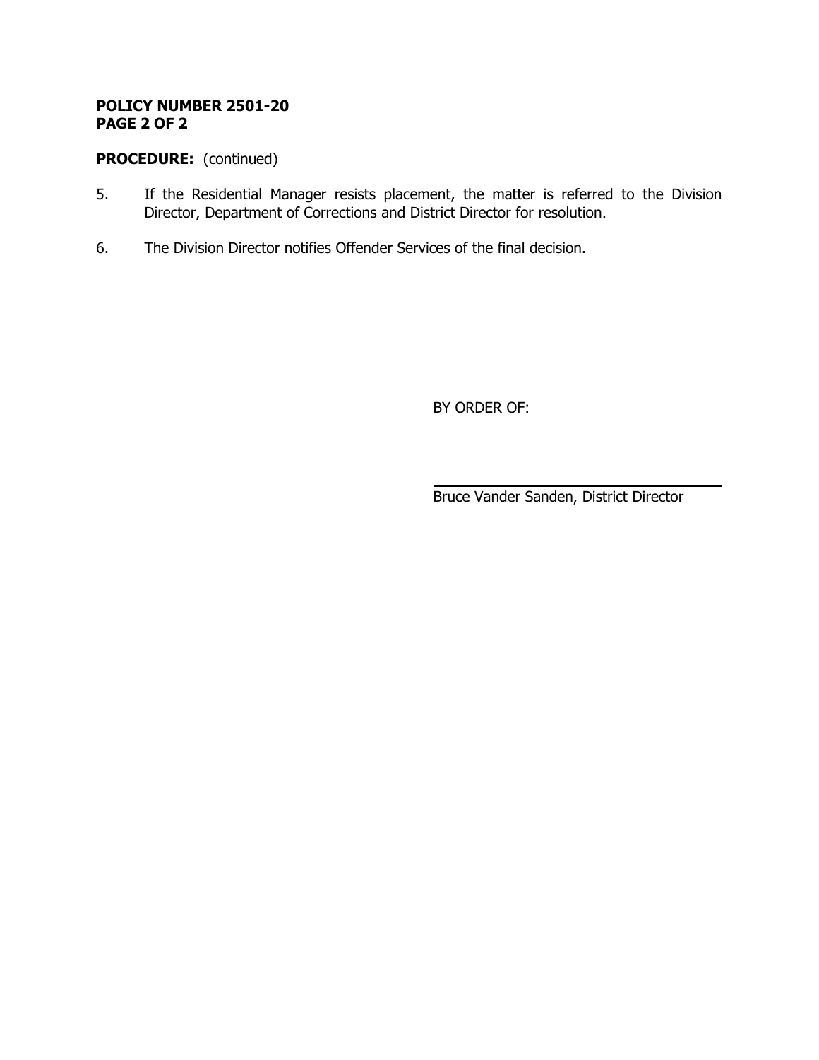**POLICY NUMBER 2501-20**
**PAGE 2 OF 2**

**PROCEDURE:** (continued)

5. If the Residential Manager resists placement, the matter is referred to the Division Director, Department of Corrections and District Director for resolution.

6. The Division Director notifies Offender Services of the final decision.

BY ORDER OF:

\_\_\_\_\_\_\_\_\_\_\_\_\_\_\_\_\_\_\_\_\_\_\_\_\_\_\_\_\_\_\_\_\_\_\_\_

Bruce Vander Sanden, District Director